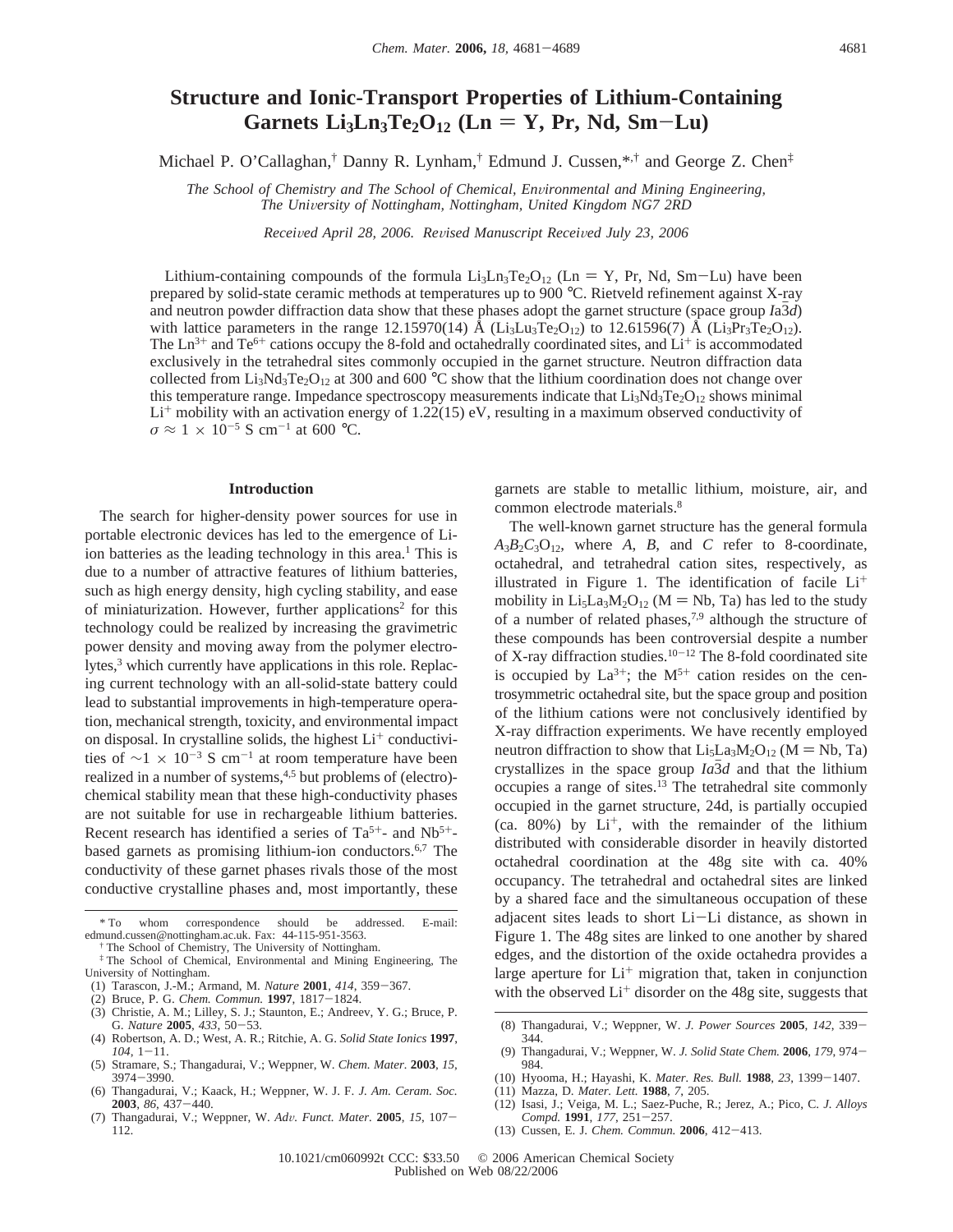# Structure and Ionic-Transport Properties of Lithium-Containing Garnets $Li_3Ln_3Te_2O_{12}$ (Ln = Y, Pr, Nd, Sm−Lu)

Michael P. O'Callaghan,[†] Danny R. Lynham,[†] Edmund J. Cussen,[*,†] and George Z. Chen[‡]

*The School of Chemistry and The School of Chemical, Environmental and Mining Engineering, The University of Nottingham, Nottingham, United Kingdom NG7 2RD*

*Received April 28, 2006. Revised Manuscript Received July 23, 2006*

Lithium-containing compounds of the formula $Li_3Ln_3Te_2O_{12}$ (Ln = Y, Pr, Nd, Sm−Lu) have been prepared by solid-state ceramic methods at temperatures up to 900 °C. Rietveld refinement against X-ray and neutron powder diffraction data show that these phases adopt the garnet structure (space group $Ia\bar{3}d$) with lattice parameters in the range 12.15970(14) Å ($Li_3Lu_3Te_2O_{12}$) to 12.61596(7) Å ($Li_3Pr_3Te_2O_{12}$). The $Ln^{3+}$ and $Te^{6+}$ cations occupy the 8-fold and octahedrally coordinated sites, and $Li^+$ is accommodated exclusively in the tetrahedral sites commonly occupied in the garnet structure. Neutron diffraction data collected from $Li_3Nd_3Te_2O_{12}$ at 300 and 600 °C show that the lithium coordination does not change over this temperature range. Impedance spectroscopy measurements indicate that $Li_3Nd_3Te_2O_{12}$ shows minimal $Li^+$ mobility with an activation energy of 1.22(15) eV, resulting in a maximum observed conductivity of $\sigma \approx 1 \times 10^{-5}$ S cm$^{-1}$ at 600 °C.

## Introduction

The search for higher-density power sources for use in portable electronic devices has led to the emergence of Li-ion batteries as the leading technology in this area.[1] This is due to a number of attractive features of lithium batteries, such as high energy density, high cycling stability, and ease of miniaturization. However, further applications[2] for this technology could be realized by increasing the gravimetric power density and moving away from the polymer electrolytes,[3] which currently have applications in this role. Replacing current technology with an all-solid-state battery could lead to substantial improvements in high-temperature operation, mechanical strength, toxicity, and environmental impact on disposal. In crystalline solids, the highest $Li^+$ conductivities of $\sim 1 \times 10^{-3}$ S cm$^{-1}$ at room temperature have been realized in a number of systems,[4,5] but problems of (electro)-chemical stability mean that these high-conductivity phases are not suitable for use in rechargeable lithium batteries. Recent research has identified a series of $Ta^{5+}$- and $Nb^{5+}$-based garnets as promising lithium-ion conductors.[6,7] The conductivity of these garnet phases rivals those of the most conductive crystalline phases and, most importantly, these garnets are stable to metallic lithium, moisture, air, and common electrode materials.[8]

The well-known garnet structure has the general formula $A_3B_2C_3O_{12}$, where *A*, *B*, and *C* refer to 8-coordinate, octahedral, and tetrahedral cation sites, respectively, as illustrated in Figure 1. The identification of facile $Li^+$ mobility in $Li_5La_3M_2O_{12}$ (M = Nb, Ta) has led to the study of a number of related phases,[7,9] although the structure of these compounds has been controversial despite a number of X-ray diffraction studies.[10−12] The 8-fold coordinated site is occupied by $La^{3+}$; the $M^{5+}$ cation resides on the centrosymmetric octahedral site, but the space group and position of the lithium cations were not conclusively identified by X-ray diffraction experiments. We have recently employed neutron diffraction to show that $Li_5La_3M_2O_{12}$ (M = Nb, Ta) crystallizes in the space group $Ia\bar{3}d$ and that the lithium occupies a range of sites.[13] The tetrahedral site commonly occupied in the garnet structure, 24d, is partially occupied (ca. 80%) by $Li^+$, with the remainder of the lithium distributed with considerable disorder in heavily distorted octahedral coordination at the 48g site with ca. 40% occupancy. The tetrahedral and octahedral sites are linked by a shared face and the simultaneous occupation of these adjacent sites leads to short Li−Li distance, as shown in Figure 1. The 48g sites are linked to one another by shared edges, and the distortion of the oxide octahedra provides a large aperture for $Li^+$ migration that, taken in conjunction with the observed $Li^+$ disorder on the 48g site, suggests that

\* To whom correspondence should be addressed. E-mail: edmund.cussen@nottingham.ac.uk. Fax: 44-115-951-3563.
† The School of Chemistry, The University of Nottingham.
‡ The School of Chemical, Environmental and Mining Engineering, The University of Nottingham.

(1) Tarascon, J.-M.; Armand, M. *Nature* **2001**, *414*, 359−367.
(2) Bruce, P. G. *Chem. Commun.* **1997**, 1817−1824.
(3) Christie, A. M.; Lilley, S. J.; Staunton, E.; Andreev, Y. G.; Bruce, P. G. *Nature* **2005**, *433*, 50−53.
(4) Robertson, A. D.; West, A. R.; Ritchie, A. G. *Solid State Ionics* **1997**, *104*, 1−11.
(5) Stramare, S.; Thangadurai, V.; Weppner, W. *Chem. Mater.* **2003**, *15*, 3974−3990.
(6) Thangadurai, V.; Kaack, H.; Weppner, W. J. F. *J. Am. Ceram. Soc.* **2003**, *86*, 437−440.
(7) Thangadurai, V.; Weppner, W. *Adv. Funct. Mater.* **2005**, *15*, 107−112.
(8) Thangadurai, V.; Weppner, W. *J. Power Sources* **2005**, *142*, 339−344.
(9) Thangadurai, V.; Weppner, W. *J. Solid State Chem.* **2006**, *179*, 974−984.
(10) Hyooma, H.; Hayashi, K. *Mater. Res. Bull.* **1988**, *23*, 1399−1407.
(11) Mazza, D. *Mater. Lett.* **1988**, *7*, 205.
(12) Isasi, J.; Veiga, M. L.; Saez-Puche, R.; Jerez, A.; Pico, C. *J. Alloys Compd.* **1991**, *177*, 251−257.
(13) Cussen, E. J. *Chem. Commun.* **2006**, 412−413.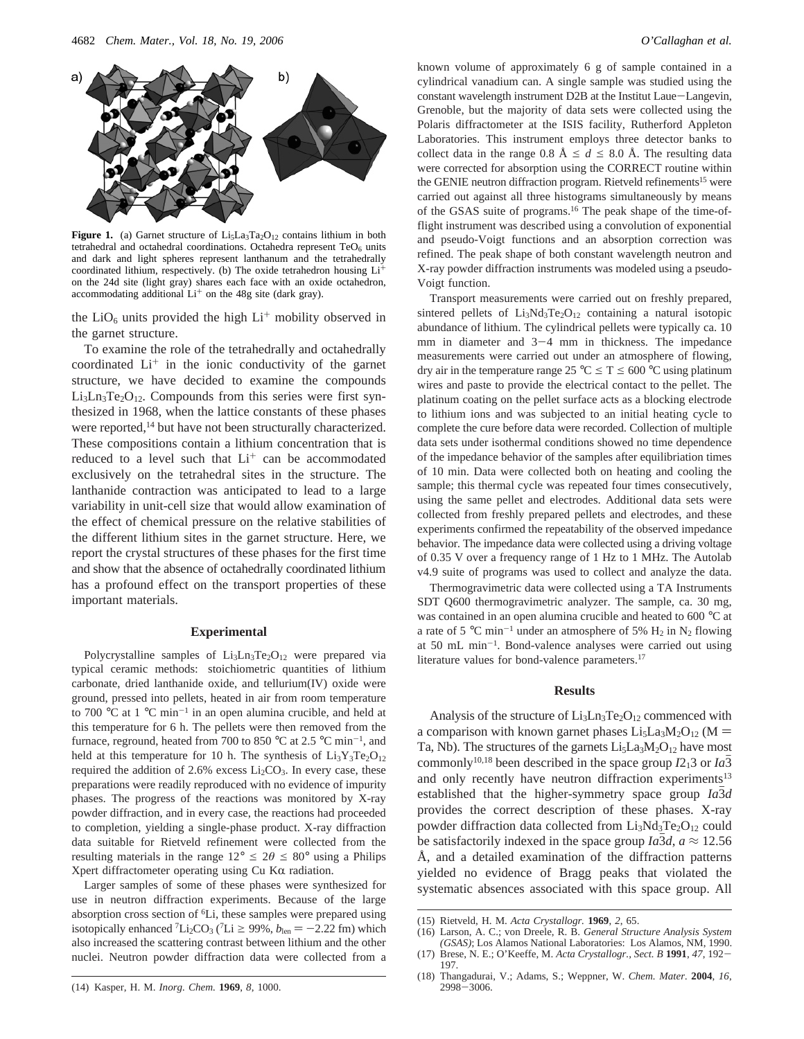**Figure 1.** (a) Garnet structure of $Li_5La_3Ta_2O_{12}$ contains lithium in both tetrahedral and octahedral coordinations. Octahedra represent $TeO_6$ units and dark and light spheres represent lanthanum and the tetrahedrally coordinated lithium, respectively. (b) The oxide tetrahedron housing $Li^+$ on the 24d site (light gray) shares each face with an oxide octahedron, accommodating additional $Li^+$ on the 48g site (dark gray).

the $LiO_6$ units provided the high $Li^+$ mobility observed in the garnet structure.

To examine the role of the tetrahedrally and octahedrally coordinated $Li^+$ in the ionic conductivity of the garnet structure, we have decided to examine the compounds $Li_3Ln_3Te_2O_{12}$. Compounds from this series were first synthesized in 1968, when the lattice constants of these phases were reported,[14] but have not been structurally characterized. These compositions contain a lithium concentration that is reduced to a level such that $Li^+$ can be accommodated exclusively on the tetrahedral sites in the structure. The lanthanide contraction was anticipated to lead to a large variability in unit-cell size that would allow examination of the effect of chemical pressure on the relative stabilities of the different lithium sites in the garnet structure. Here, we report the crystal structures of these phases for the first time and show that the absence of octahedrally coordinated lithium has a profound effect on the transport properties of these important materials.

## Experimental

Polycrystalline samples of $Li_3Ln_3Te_2O_{12}$ were prepared via typical ceramic methods: stoichiometric quantities of lithium carbonate, dried lanthanide oxide, and tellurium(IV) oxide were ground, pressed into pellets, heated in air from room temperature to 700 °C at 1 °C $min^{-1}$ in an open alumina crucible, and held at this temperature for 6 h. The pellets were then removed from the furnace, reground, heated from 700 to 850 °C at 2.5 °C $min^{-1}$, and held at this temperature for 10 h. The synthesis of $Li_3Y_3Te_2O_{12}$ required the addition of 2.6% excess $Li_2CO_3$. In every case, these preparations were readily reproduced with no evidence of impurity phases. The progress of the reactions was monitored by X-ray powder diffraction, and in every case, the reactions had proceeded to completion, yielding a single-phase product. X-ray diffraction data suitable for Rietveld refinement were collected from the resulting materials in the range $12° \leq 2\theta \leq 80°$ using a Philips Xpert diffractometer operating using Cu Kα radiation.

Larger samples of some of these phases were synthesized for use in neutron diffraction experiments. Because of the large absorption cross section of $^6Li$, these samples were prepared using isotopically enhanced $^7Li_2CO_3$ ($^7Li \geq 99\%$, $b_{len} = -2.22$ fm) which also increased the scattering contrast between lithium and the other nuclei. Neutron powder diffraction data were collected from a known volume of approximately 6 g of sample contained in a cylindrical vanadium can. A single sample was studied using the constant wavelength instrument D2B at the Institut Laue−Langevin, Grenoble, but the majority of data sets were collected using the Polaris diffractometer at the ISIS facility, Rutherford Appleton Laboratories. This instrument employs three detector banks to collect data in the range 0.8 Å $\leq d \leq$ 8.0 Å. The resulting data were corrected for absorption using the CORRECT routine within the GENIE neutron diffraction program. Rietveld refinements[15] were carried out against all three histograms simultaneously by means of the GSAS suite of programs.[16] The peak shape of the time-of-flight instrument was described using a convolution of exponential and pseudo-Voigt functions and an absorption correction was refined. The peak shape of both constant wavelength neutron and X-ray powder diffraction instruments was modeled using a pseudo-Voigt function.

Transport measurements were carried out on freshly prepared, sintered pellets of $Li_3Nd_3Te_2O_{12}$ containing a natural isotopic abundance of lithium. The cylindrical pellets were typically ca. 10 mm in diameter and 3−4 mm in thickness. The impedance measurements were carried out under an atmosphere of flowing, dry air in the temperature range 25 °C $\leq$ T $\leq$ 600 °C using platinum wires and paste to provide the electrical contact to the pellet. The platinum coating on the pellet surface acts as a blocking electrode to lithium ions and was subjected to an initial heating cycle to complete the cure before data were recorded. Collection of multiple data sets under isothermal conditions showed no time dependence of the impedance behavior of the samples after equilibriation times of 10 min. Data were collected both on heating and cooling the sample; this thermal cycle was repeated four times consecutively, using the same pellet and electrodes. Additional data sets were collected from freshly prepared pellets and electrodes, and these experiments confirmed the repeatability of the observed impedance behavior. The impedance data were collected using a driving voltage of 0.35 V over a frequency range of 1 Hz to 1 MHz. The Autolab v4.9 suite of programs was used to collect and analyze the data.

Thermogravimetric data were collected using a TA Instruments SDT Q600 thermogravimetric analyzer. The sample, ca. 30 mg, was contained in an open alumina crucible and heated to 600 °C at a rate of 5 °C $min^{-1}$ under an atmosphere of 5% $H_2$ in $N_2$ flowing at 50 mL $min^{-1}$. Bond-valence analyses were carried out using literature values for bond-valence parameters.[17]

## Results

Analysis of the structure of $Li_3Ln_3Te_2O_{12}$ commenced with a comparison with known garnet phases $Li_5La_3M_2O_{12}$ (M = Ta, Nb). The structures of the garnets $Li_5La_3M_2O_{12}$ have most commonly[10,18] been described in the space group $I2_13$ or $Ia\bar{3}$ and only recently have neutron diffraction experiments[13] established that the higher-symmetry space group $Ia\bar{3}d$ provides the correct description of these phases. X-ray powder diffraction data collected from $Li_3Nd_3Te_2O_{12}$ could be satisfactorily indexed in the space group $Ia\bar{3}d$, $a \approx 12.56$ Å, and a detailed examination of the diffraction patterns yielded no evidence of Bragg peaks that violated the systematic absences associated with this space group. All

(14) Kasper, H. M. *Inorg. Chem.* **1969**, *8*, 1000.

(15) Rietveld, H. M. *Acta Crystallogr.* **1969**, *2*, 65.

(16) Larson, A. C.; von Dreele, R. B. *General Structure Analysis System (GSAS)*; Los Alamos National Laboratories: Los Alamos, NM, 1990.

(17) Brese, N. E.; O'Keeffe, M. *Acta Crystallogr., Sect. B* **1991**, *47*, 192−197.

(18) Thangadurai, V.; Adams, S.; Weppner, W. *Chem. Mater.* **2004**, *16*, 2998−3006.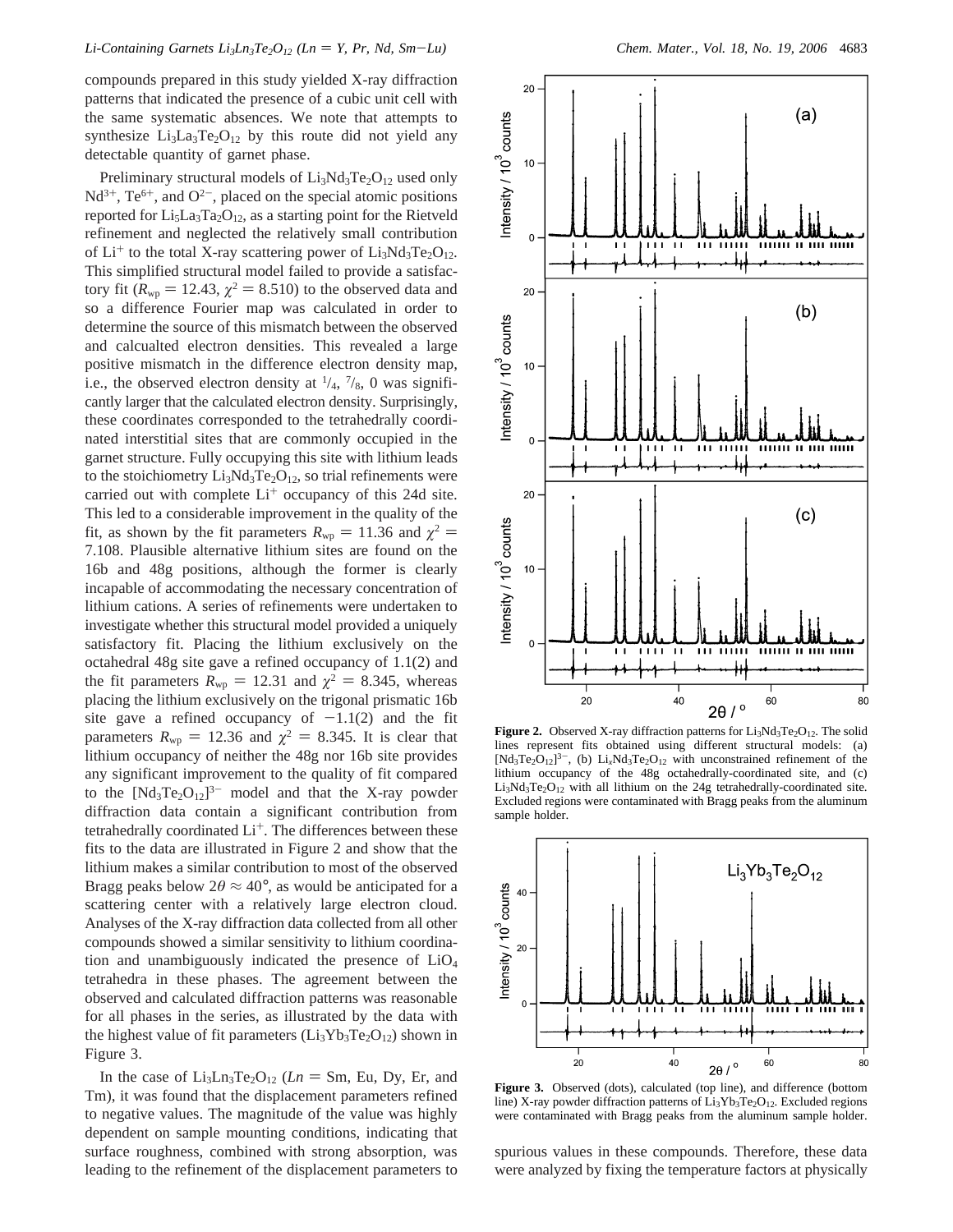compounds prepared in this study yielded X-ray diffraction patterns that indicated the presence of a cubic unit cell with the same systematic absences. We note that attempts to synthesize $Li_3La_3Te_2O_{12}$ by this route did not yield any detectable quantity of garnet phase.

Preliminary structural models of $Li_3Nd_3Te_2O_{12}$ used only $Nd^{3+}$, $Te^{6+}$, and $O^{2-}$, placed on the special atomic positions reported for $Li_5La_3Ta_2O_{12}$, as a starting point for the Rietveld refinement and neglected the relatively small contribution of $Li^+$ to the total X-ray scattering power of $Li_3Nd_3Te_2O_{12}$. This simplified structural model failed to provide a satisfactory fit ($R_{wp} = 12.43$, $\chi^2 = 8.510$) to the observed data and so a difference Fourier map was calculated in order to determine the source of this mismatch between the observed and calcualted electron densities. This revealed a large positive mismatch in the difference electron density map, i.e., the observed electron density at $^1/_4$, $^7/_8$, 0 was significantly larger that the calculated electron density. Surprisingly, these coordinates corresponded to the tetrahedrally coordinated interstitial sites that are commonly occupied in the garnet structure. Fully occupying this site with lithium leads to the stoichiometry $Li_3Nd_3Te_2O_{12}$, so trial refinements were carried out with complete $Li^+$ occupancy of this 24d site. This led to a considerable improvement in the quality of the fit, as shown by the fit parameters $R_{wp} = 11.36$ and $\chi^2 = 7.108$. Plausible alternative lithium sites are found on the 16b and 48g positions, although the former is clearly incapable of accommodating the necessary concentration of lithium cations. A series of refinements were undertaken to investigate whether this structural model provided a uniquely satisfactory fit. Placing the lithium exclusively on the octahedral 48g site gave a refined occupancy of 1.1(2) and the fit parameters $R_{wp} = 12.31$ and $\chi^2 = 8.345$, whereas placing the lithium exclusively on the trigonal prismatic 16b site gave a refined occupancy of $-1.1(2)$ and the fit parameters $R_{wp} = 12.36$ and $\chi^2 = 8.345$. It is clear that lithium occupancy of neither the 48g nor 16b site provides any significant improvement to the quality of fit compared to the $[Nd_3Te_2O_{12}]^{3-}$ model and that the X-ray powder diffraction data contain a significant contribution from tetrahedrally coordinated $Li^+$. The differences between these fits to the data are illustrated in Figure 2 and show that the lithium makes a similar contribution to most of the observed Bragg peaks below $2\theta \approx 40°$, as would be anticipated for a scattering center with a relatively large electron cloud. Analyses of the X-ray diffraction data collected from all other compounds showed a similar sensitivity to lithium coordination and unambiguously indicated the presence of $LiO_4$ tetrahedra in these phases. The agreement between the observed and calculated diffraction patterns was reasonable for all phases in the series, as illustrated by the data with the highest value of fit parameters ($Li_3Yb_3Te_2O_{12}$) shown in Figure 3.

In the case of $Li_3Ln_3Te_2O_{12}$ ($Ln$ = Sm, Eu, Dy, Er, and Tm), it was found that the displacement parameters refined to negative values. The magnitude of the value was highly dependent on sample mounting conditions, indicating that surface roughness, combined with strong absorption, was leading to the refinement of the displacement parameters to spurious values in these compounds. Therefore, these data were analyzed by fixing the temperature factors at physically

**Figure 2.** Observed X-ray diffraction patterns for $Li_3Nd_3Te_2O_{12}$. The solid lines represent fits obtained using different structural models: (a) $[Nd_3Te_2O_{12}]^{3-}$, (b) $Li_xNd_3Te_2O_{12}$ with unconstrained refinement of the lithium occupancy of the 48g octahedrally-coordinated site, and (c) $Li_3Nd_3Te_2O_{12}$ with all lithium on the 24g tetrahedrally-coordinated site. Excluded regions were contaminated with Bragg peaks from the aluminum sample holder.

**Figure 3.** Observed (dots), calculated (top line), and difference (bottom line) X-ray powder diffraction patterns of $Li_3Yb_3Te_2O_{12}$. Excluded regions were contaminated with Bragg peaks from the aluminum sample holder.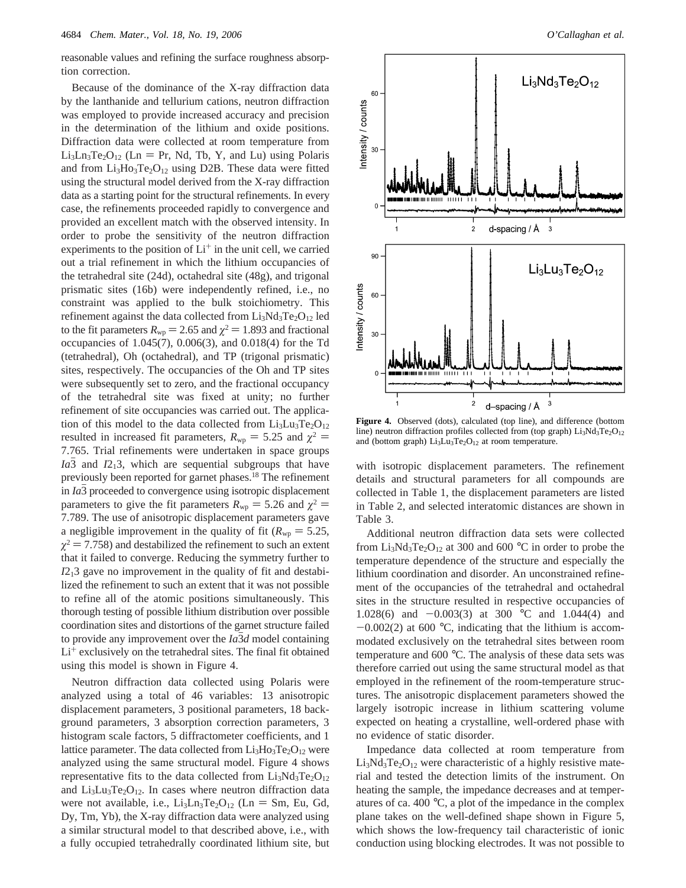reasonable values and refining the surface roughness absorption correction.

Because of the dominance of the X-ray diffraction data by the lanthanide and tellurium cations, neutron diffraction was employed to provide increased accuracy and precision in the determination of the lithium and oxide positions. Diffraction data were collected at room temperature from $Li_3Ln_3Te_2O_{12}$ (Ln = Pr, Nd, Tb, Y, and Lu) using Polaris and from $Li_3Ho_3Te_2O_{12}$ using D2B. These data were fitted using the structural model derived from the X-ray diffraction data as a starting point for the structural refinements. In every case, the refinements proceeded rapidly to convergence and provided an excellent match with the observed intensity. In order to probe the sensitivity of the neutron diffraction experiments to the position of $Li^+$ in the unit cell, we carried out a trial refinement in which the lithium occupancies of the tetrahedral site (24d), octahedral site (48g), and trigonal prismatic sites (16b) were independently refined, i.e., no constraint was applied to the bulk stoichiometry. This refinement against the data collected from $Li_3Nd_3Te_2O_{12}$ led to the fit parameters $R_{wp} = 2.65$ and $\chi^2 = 1.893$ and fractional occupancies of 1.045(7), 0.006(3), and 0.018(4) for the Td (tetrahedral), Oh (octahedral), and TP (trigonal prismatic) sites, respectively. The occupancies of the Oh and TP sites were subsequently set to zero, and the fractional occupancy of the tetrahedral site was fixed at unity; no further refinement of site occupancies was carried out. The application of this model to the data collected from $Li_3Lu_3Te_2O_{12}$ resulted in increased fit parameters, $R_{wp} = 5.25$ and $\chi^2 = 7.765$. Trial refinements were undertaken in space groups $Ia\bar{3}$ and $I2_13$, which are sequential subgroups that have previously been reported for garnet phases.[18] The refinement in $Ia\bar{3}$ proceeded to convergence using isotropic displacement parameters to give the fit parameters $R_{wp} = 5.26$ and $\chi^2 = 7.789$. The use of anisotropic displacement parameters gave a negligible improvement in the quality of fit ($R_{wp} = 5.25$, $\chi^2 = 7.758$) and destabilized the refinement to such an extent that it failed to converge. Reducing the symmetry further to $I2_13$ gave no improvement in the quality of fit and destabilized the refinement to such an extent that it was not possible to refine all of the atomic positions simultaneously. This thorough testing of possible lithium distribution over possible coordination sites and distortions of the garnet structure failed to provide any improvement over the $Ia\bar{3}d$ model containing $Li^+$ exclusively on the tetrahedral sites. The final fit obtained using this model is shown in Figure 4.

Neutron diffraction data collected using Polaris were analyzed using a total of 46 variables: 13 anisotropic displacement parameters, 3 positional parameters, 18 background parameters, 3 absorption correction parameters, 3 histogram scale factors, 5 diffractometer coefficients, and 1 lattice parameter. The data collected from $Li_3Ho_3Te_2O_{12}$ were analyzed using the same structural model. Figure 4 shows representative fits to the data collected from $Li_3Nd_3Te_2O_{12}$ and $Li_3Lu_3Te_2O_{12}$. In cases where neutron diffraction data were not available, i.e., $Li_3Ln_3Te_2O_{12}$ (Ln = Sm, Eu, Gd, Dy, Tm, Yb), the X-ray diffraction data were analyzed using a similar structural model to that described above, i.e., with a fully occupied tetrahedrally coordinated lithium site, but with isotropic displacement parameters. The refinement details and structural parameters for all compounds are collected in Table 1, the displacement parameters are listed in Table 2, and selected interatomic distances are shown in Table 3.

**Figure 4.** Observed (dots), calculated (top line), and difference (bottom line) neutron diffraction profiles collected from (top graph) $Li_3Nd_3Te_2O_{12}$ and (bottom graph) $Li_3Lu_3Te_2O_{12}$ at room temperature.

Additional neutron diffraction data sets were collected from $Li_3Nd_3Te_2O_{12}$ at 300 and 600 °C in order to probe the temperature dependence of the structure and especially the lithium coordination and disorder. An unconstrained refinement of the occupancies of the tetrahedral and octahedral sites in the structure resulted in respective occupancies of 1.028(6) and −0.003(3) at 300 °C and 1.044(4) and −0.002(2) at 600 °C, indicating that the lithium is accommodated exclusively on the tetrahedral sites between room temperature and 600 °C. The analysis of these data sets was therefore carried out using the same structural model as that employed in the refinement of the room-temperature structures. The anisotropic displacement parameters showed the largely isotropic increase in lithium scattering volume expected on heating a crystalline, well-ordered phase with no evidence of static disorder.

Impedance data collected at room temperature from $Li_3Nd_3Te_2O_{12}$ were characteristic of a highly resistive material and tested the detection limits of the instrument. On heating the sample, the impedance decreases and at temperatures of ca. 400 °C, a plot of the impedance in the complex plane takes on the well-defined shape shown in Figure 5, which shows the low-frequency tail characteristic of ionic conduction using blocking electrodes. It was not possible to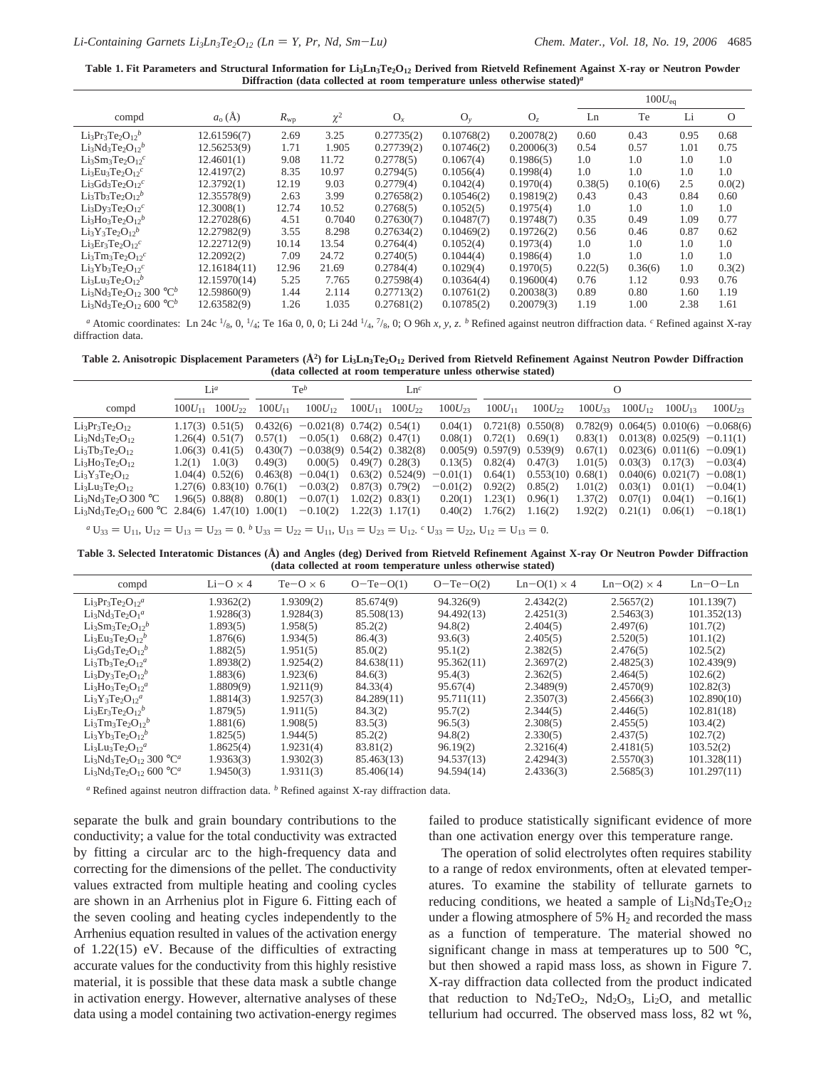**Table 1. Fit Parameters and Structural Information for $Li_3Ln_3Te_2O_{12}$ Derived from Rietveld Refinement Against X-ray or Neutron Powder Diffraction (data collected at room temperature unless otherwise stated)[a]**

| compd | $a_0$ (Å) | $R_{wp}$ | $\chi^2$ | $O_x$ | $O_y$ | $O_z$ | $100U_{eq}$ | | | |
|---|---|---|---|---|---|---|---|---|---|---|
| | | | | | | | Ln | Te | Li | O |
| $Li_3Pr_3Te_2O_{12}$[b] | 12.61596(7) | 2.69 | 3.25 | 0.27735(2) | 0.10768(2) | 0.20078(2) | 0.60 | 0.43 | 0.95 | 0.68 |
| $Li_3Nd_3Te_2O_{12}$[b] | 12.56253(9) | 1.71 | 1.905 | 0.27739(2) | 0.10746(2) | 0.20006(3) | 0.54 | 0.57 | 1.01 | 0.75 |
| $Li_3Sm_3Te_2O_{12}$[c] | 12.4601(1) | 9.08 | 11.72 | 0.2778(5) | 0.1067(4) | 0.1986(5) | 1.0 | 1.0 | 1.0 | 1.0 |
| $Li_3Eu_3Te_2O_{12}$[c] | 12.4197(2) | 8.35 | 10.97 | 0.2794(5) | 0.1056(4) | 0.1998(4) | 1.0 | 1.0 | 1.0 | 1.0 |
| $Li_3Gd_3Te_2O_{12}$[c] | 12.3792(1) | 12.19 | 9.03 | 0.2779(4) | 0.1042(4) | 0.1970(4) | 0.38(5) | 0.10(6) | 2.5 | 0.0(2) |
| $Li_3Tb_3Te_2O_{12}$[b] | 12.35578(9) | 2.63 | 3.99 | 0.27658(2) | 0.10546(2) | 0.19819(2) | 0.43 | 0.43 | 0.84 | 0.60 |
| $Li_3Dy_3Te_2O_{12}$[c] | 12.3008(1) | 12.74 | 10.52 | 0.2768(5) | 0.1052(5) | 0.1975(4) | 1.0 | 1.0 | 1.0 | 1.0 |
| $Li_3Ho_3Te_2O_{12}$[b] | 12.27028(6) | 4.51 | 0.7040 | 0.27630(7) | 0.10487(7) | 0.19748(7) | 0.35 | 0.49 | 1.09 | 0.77 |
| $Li_3Y_3Te_2O_{12}$[b] | 12.27982(9) | 3.55 | 8.298 | 0.27634(2) | 0.10469(2) | 0.19726(2) | 0.56 | 0.46 | 0.87 | 0.62 |
| $Li_3Er_3Te_2O_{12}$[c] | 12.22712(9) | 10.14 | 13.54 | 0.2764(4) | 0.1052(4) | 0.1973(4) | 1.0 | 1.0 | 1.0 | 1.0 |
| $Li_3Tm_3Te_2O_{12}$[c] | 12.2092(2) | 7.09 | 24.72 | 0.2740(5) | 0.1044(4) | 0.1986(4) | 1.0 | 1.0 | 1.0 | 1.0 |
| $Li_3Yb_3Te_2O_{12}$[c] | 12.16184(11) | 12.96 | 21.69 | 0.2784(4) | 0.1029(4) | 0.1970(5) | 0.22(5) | 0.36(6) | 1.0 | 0.3(2) |
| $Li_3Lu_3Te_2O_{12}$[b] | 12.15970(14) | 5.25 | 7.765 | 0.27598(4) | 0.10364(4) | 0.19600(4) | 0.76 | 1.12 | 0.93 | 0.76 |
| $Li_3Nd_3Te_2O_{12}$ 300 °C[b] | 12.59860(9) | 1.44 | 2.114 | 0.27713(2) | 0.10761(2) | 0.20038(3) | 0.89 | 0.80 | 1.60 | 1.19 |
| $Li_3Nd_3Te_2O_{12}$ 600 °C[b] | 12.63582(9) | 1.26 | 1.035 | 0.27681(2) | 0.10785(2) | 0.20079(3) | 1.19 | 1.00 | 2.38 | 1.61 |

[a] Atomic coordinates: Ln 24c 1/8, 0, 1/4; Te 16a 0, 0, 0; Li 24d 1/4, 7/8, 0; O 96h *x*, *y*, *z*. [b] Refined against neutron diffraction data. [c] Refined against X-ray diffraction data.

**Table 2. Anisotropic Displacement Parameters (Å²) for $Li_3Ln_3Te_2O_{12}$ Derived from Rietveld Refinement Against Neutron Powder Diffraction (data collected at room temperature unless otherwise stated)**

| compd | Li[a] | | Te[b] | | Ln[c] | | | O | | | | | |
|---|---|---|---|---|---|---|---|---|---|---|---|---|---|
| | $100U_{11}$ | $100U_{22}$ | $100U_{11}$ | $100U_{12}$ | $100U_{11}$ | $100U_{22}$ | $100U_{23}$ | $100U_{11}$ | $100U_{22}$ | $100U_{33}$ | $100U_{12}$ | $100U_{13}$ | $100U_{23}$ |
| $Li_3Pr_3Te_2O_{12}$ | 1.17(3) | 0.51(5) | 0.432(6) | −0.021(8) | 0.74(2) | 0.54(1) | 0.04(1) | 0.721(8) | 0.550(8) | 0.782(9) | 0.064(5) | 0.010(6) | −0.068(6) |
| $Li_3Nd_3Te_2O_{12}$ | 1.26(4) | 0.51(7) | 0.57(1) | −0.05(1) | 0.68(2) | 0.47(1) | 0.08(1) | 0.72(1) | 0.69(1) | 0.83(1) | 0.013(8) | 0.025(9) | −0.11(1) |
| $Li_3Tb_3Te_2O_{12}$ | 1.06(3) | 0.41(5) | 0.430(7) | −0.038(9) | 0.54(2) | 0.382(8) | 0.005(9) | 0.597(9) | 0.539(9) | 0.67(1) | 0.023(6) | 0.011(6) | −0.09(1) |
| $Li_3Ho_3Te_2O_{12}$ | 1.2(1) | 1.0(3) | 0.49(3) | 0.00(5) | 0.49(7) | 0.28(3) | 0.13(5) | 0.82(4) | 0.47(3) | 1.01(5) | 0.03(3) | 0.17(3) | −0.03(4) |
| $Li_3Y_3Te_2O_{12}$ | 1.04(4) | 0.52(6) | 0.463(8) | −0.04(1) | 0.63(2) | 0.524(9) | −0.01(1) | 0.64(1) | 0.553(10) | 0.68(1) | 0.040(6) | 0.021(7) | −0.08(1) |
| $Li_3Lu_3Te_2O_{12}$ | 1.27(6) | 0.83(10) | 0.76(1) | −0.03(2) | 0.87(3) | 0.79(2) | −0.01(2) | 0.92(2) | 0.85(2) | 1.01(2) | 0.03(1) | 0.01(1) | −0.04(1) |
| $Li_3Nd_3Te_2O$ 300 °C | 1.96(5) | 0.88(8) | 0.80(1) | −0.07(1) | 1.02(2) | 0.83(1) | 0.20(1) | 1.23(1) | 0.96(1) | 1.37(2) | 0.07(1) | 0.04(1) | −0.16(1) |
| $Li_3Nd_3Te_2O_{12}$ 600 °C | 2.84(6) | 1.47(10) | 1.00(1) | −0.10(2) | 1.22(3) | 1.17(1) | 0.40(2) | 1.76(2) | 1.16(2) | 1.92(2) | 0.21(1) | 0.06(1) | −0.18(1) |

[a] $U_{33} = U_{11}$, $U_{12} = U_{13} = U_{23} = 0$. [b] $U_{33} = U_{22} = U_{11}$, $U_{13} = U_{23} = U_{12}$. [c] $U_{33} = U_{22}$, $U_{12} = U_{13} = 0$.

**Table 3. Selected Interatomic Distances (Å) and Angles (deg) Derived from Rietveld Refinement Against X-ray Or Neutron Powder Diffraction (data collected at room temperature unless otherwise stated)**

| compd | Li−O × 4 | Te−O × 6 | O−Te−O(1) | O−Te−O(2) | Ln−O(1) × 4 | Ln−O(2) × 4 | Ln−O−Ln |
|---|---|---|---|---|---|---|---|
| $Li_3Pr_3Te_2O_{12}$[a] | 1.9362(2) | 1.9309(2) | 85.674(9) | 94.326(9) | 2.4342(2) | 2.5657(2) | 101.139(7) |
| $Li_3Nd_3Te_2O_1$[a] | 1.9286(3) | 1.9284(3) | 85.508(13) | 94.492(13) | 2.4251(3) | 2.5463(3) | 101.352(13) |
| $Li_3Sm_3Te_2O_{12}$[b] | 1.893(5) | 1.958(5) | 85.2(2) | 94.8(2) | 2.404(5) | 2.497(6) | 101.7(2) |
| $Li_3Eu_3Te_2O_{12}$[b] | 1.876(6) | 1.934(5) | 86.4(3) | 93.6(3) | 2.405(5) | 2.520(5) | 101.1(2) |
| $Li_3Gd_3Te_2O_{12}$[b] | 1.882(5) | 1.951(5) | 85.0(2) | 95.1(2) | 2.382(5) | 2.476(5) | 102.5(2) |
| $Li_3Tb_3Te_2O_{12}$[a] | 1.8938(2) | 1.9254(2) | 84.638(11) | 95.362(11) | 2.3697(2) | 2.4825(3) | 102.439(9) |
| $Li_3Dy_3Te_2O_{12}$[b] | 1.883(6) | 1.923(6) | 84.6(3) | 95.4(3) | 2.362(5) | 2.464(5) | 102.6(2) |
| $Li_3Ho_3Te_2O_{12}$[a] | 1.8809(9) | 1.9211(9) | 84.33(4) | 95.67(4) | 2.3489(9) | 2.4570(9) | 102.82(3) |
| $Li_3Y_3Te_2O_{12}$[a] | 1.8814(3) | 1.9257(3) | 84.289(11) | 95.711(11) | 2.3507(3) | 2.4566(3) | 102.890(10) |
| $Li_3Er_3Te_2O_{12}$[b] | 1.879(5) | 1.911(5) | 84.3(2) | 95.7(2) | 2.344(5) | 2.446(5) | 102.81(18) |
| $Li_3Tm_3Te_2O_{12}$[b] | 1.881(6) | 1.908(5) | 83.5(3) | 96.5(3) | 2.308(5) | 2.455(5) | 103.4(2) |
| $Li_3Yb_3Te_2O_{12}$[b] | 1.825(5) | 1.944(5) | 85.2(2) | 94.8(2) | 2.330(5) | 2.437(5) | 102.7(2) |
| $Li_3Lu_3Te_2O_{12}$[a] | 1.8625(4) | 1.9231(4) | 83.81(2) | 96.19(2) | 2.3216(4) | 2.4181(5) | 103.52(2) |
| $Li_3Nd_3Te_2O_{12}$ 300 °C[a] | 1.9363(3) | 1.9302(3) | 85.463(13) | 94.537(13) | 2.4294(3) | 2.5570(3) | 101.328(11) |
| $Li_3Nd_3Te_2O_{12}$ 600 °C[a] | 1.9450(3) | 1.9311(3) | 85.406(14) | 94.594(14) | 2.4336(3) | 2.5685(3) | 101.297(11) |

[a] Refined against neutron diffraction data. [b] Refined against X-ray diffraction data.

separate the bulk and grain boundary contributions to the conductivity; a value for the total conductivity was extracted by fitting a circular arc to the high-frequency data and correcting for the dimensions of the pellet. The conductivity values extracted from multiple heating and cooling cycles are shown in an Arrhenius plot in Figure 6. Fitting each of the seven cooling and heating cycles independently to the Arrhenius equation resulted in values of the activation energy of 1.22(15) eV. Because of the difficulties of extracting accurate values for the conductivity from this highly resistive material, it is possible that these data mask a subtle change in activation energy. However, alternative analyses of these data using a model containing two activation-energy regimes failed to produce statistically significant evidence of more than one activation energy over this temperature range.

The operation of solid electrolytes often requires stability to a range of redox environments, often at elevated temperatures. To examine the stability of tellurate garnets to reducing conditions, we heated a sample of $Li_3Nd_3Te_2O_{12}$ under a flowing atmosphere of 5% $H_2$ and recorded the mass as a function of temperature. The material showed no significant change in mass at temperatures up to 500 °C, but then showed a rapid mass loss, as shown in Figure 7. X-ray diffraction data collected from the product indicated that reduction to $Nd_2TeO_2$, $Nd_2O_3$, $Li_2O$, and metallic tellurium had occurred. The observed mass loss, 82 wt %,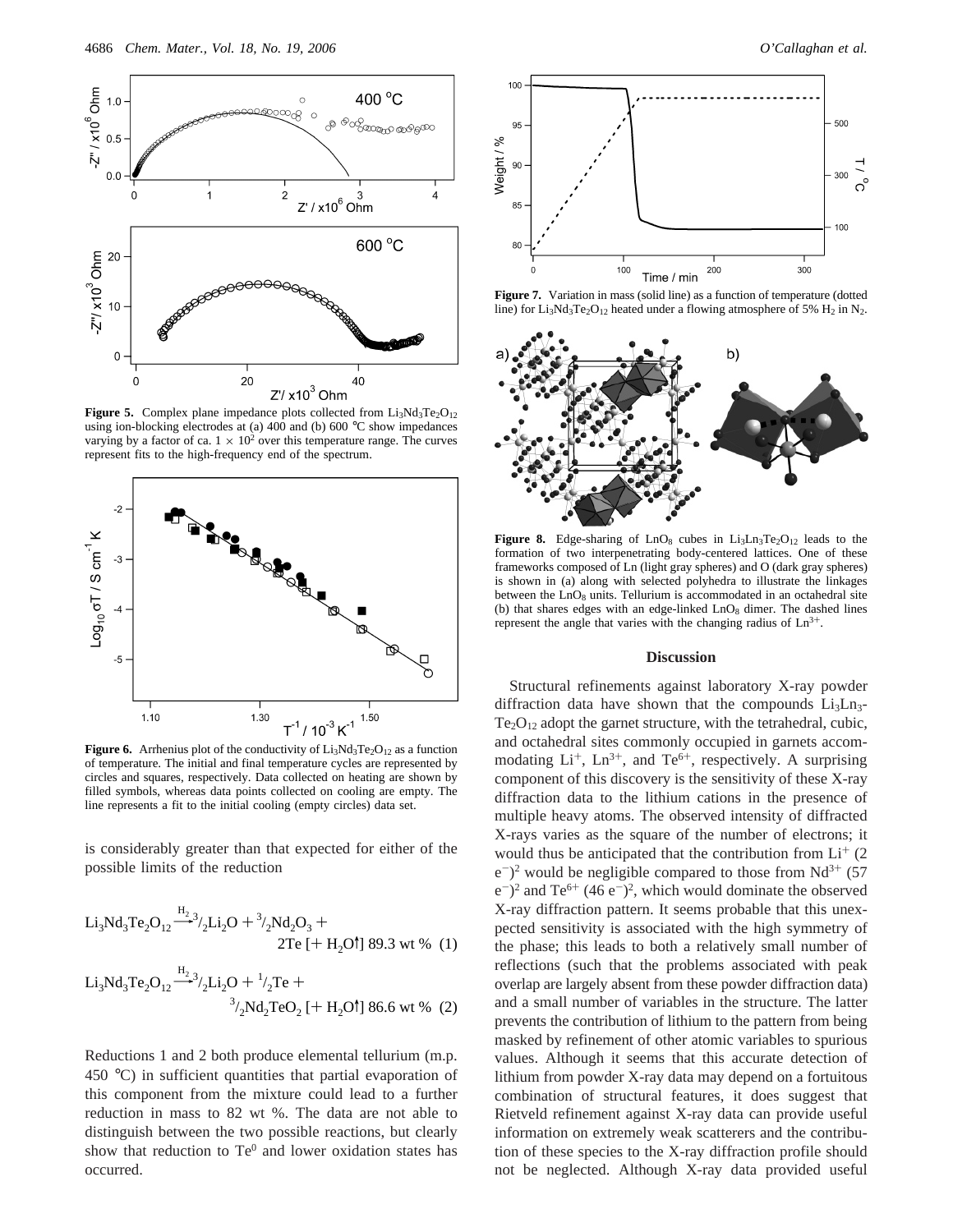Figure 5. Complex plane impedance plots collected from $Li_3Nd_3Te_2O_{12}$ using ion-blocking electrodes at (a) 400 and (b) 600 °C show impedances varying by a factor of ca. $1 \times 10^2$ over this temperature range. The curves represent fits to the high-frequency end of the spectrum.

Figure 6. Arrhenius plot of the conductivity of $Li_3Nd_3Te_2O_{12}$ as a function of temperature. The initial and final temperature cycles are represented by circles and squares, respectively. Data collected on heating are shown by filled symbols, whereas data points collected on cooling are empty. The line represents a fit to the initial cooling (empty circles) data set.

is considerably greater than that expected for either of the possible limits of the reduction

$$Li_3Nd_3Te_2O_{12} \xrightarrow{H_2} {}^3/_2Li_2O + {}^3/_2Nd_2O_3 + 2Te\ [+\ H_2O\uparrow]\ 89.3\ \text{wt}\ \% \quad (1)$$

$$Li_3Nd_3Te_2O_{12} \xrightarrow{H_2} {}^3/_2Li_2O + {}^1/_2Te + {}^3/_2Nd_2TeO_2\ [+\ H_2O\uparrow]\ 86.6\ \text{wt}\ \% \quad (2)$$

Reductions 1 and 2 both produce elemental tellurium (m.p. 450 °C) in sufficient quantities that partial evaporation of this component from the mixture could lead to a further reduction in mass to 82 wt %. The data are not able to distinguish between the two possible reactions, but clearly show that reduction to $Te^0$ and lower oxidation states has occurred.

Figure 7. Variation in mass (solid line) as a function of temperature (dotted line) for $Li_3Nd_3Te_2O_{12}$ heated under a flowing atmosphere of 5% $H_2$ in $N_2$.

Figure 8. Edge-sharing of $LnO_8$ cubes in $Li_3Ln_3Te_2O_{12}$ leads to the formation of two interpenetrating body-centered lattices. One of these frameworks composed of Ln (light gray spheres) and O (dark gray spheres) is shown in (a) along with selected polyhedra to illustrate the linkages between the $LnO_8$ units. Tellurium is accommodated in an octahedral site (b) that shares edges with an edge-linked $LnO_8$ dimer. The dashed lines represent the angle that varies with the changing radius of $Ln^{3+}$.

## Discussion

Structural refinements against laboratory X-ray powder diffraction data have shown that the compounds $Li_3Ln_3Te_2O_{12}$ adopt the garnet structure, with the tetrahedral, cubic, and octahedral sites commonly occupied in garnets accommodating $Li^+$, $Ln^{3+}$, and $Te^{6+}$, respectively. A surprising component of this discovery is the sensitivity of these X-ray diffraction data to the lithium cations in the presence of multiple heavy atoms. The observed intensity of diffracted X-rays varies as the square of the number of electrons; it would thus be anticipated that the contribution from $Li^+$ $(2\ e^-)^2$ would be negligible compared to those from $Nd^{3+}$ $(57\ e^-)^2$ and $Te^{6+}$ $(46\ e^-)^2$, which would dominate the observed X-ray diffraction pattern. It seems probable that this unexpected sensitivity is associated with the high symmetry of the phase; this leads to both a relatively small number of reflections (such that the problems associated with peak overlap are largely absent from these powder diffraction data) and a small number of variables in the structure. The latter prevents the contribution of lithium to the pattern from being masked by refinement of other atomic variables to spurious values. Although it seems that this accurate detection of lithium from powder X-ray data may depend on a fortuitous combination of structural features, it does suggest that Rietveld refinement against X-ray data can provide useful information on extremely weak scatterers and the contribution of these species to the X-ray diffraction profile should not be neglected. Although X-ray data provided useful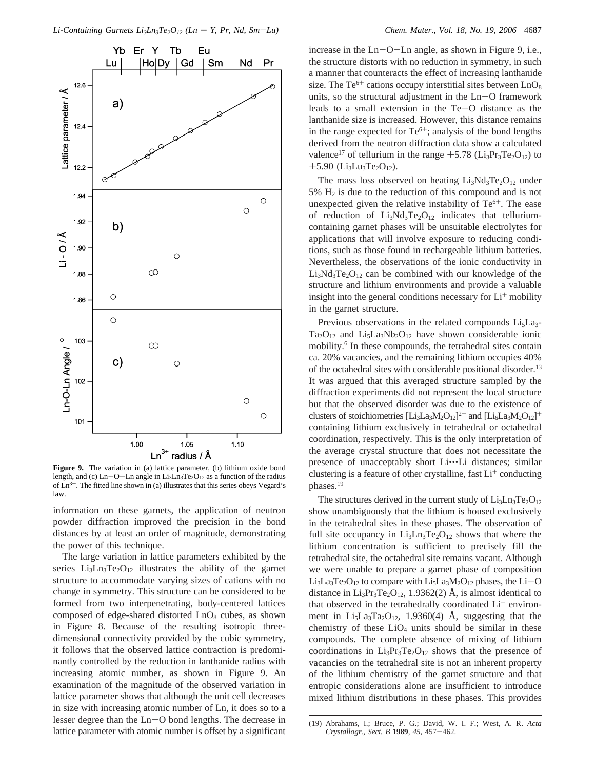**Figure 9.** The variation in (a) lattice parameter, (b) lithium oxide bond length, and (c) Ln−O−Ln angle in $Li_3Ln_3Te_2O_{12}$ as a function of the radius of $Ln^{3+}$. The fitted line shown in (a) illustrates that this series obeys Vegard's law.

information on these garnets, the application of neutron powder diffraction improved the precision in the bond distances by at least an order of magnitude, demonstrating the power of this technique.

The large variation in lattice parameters exhibited by the series $Li_3Ln_3Te_2O_{12}$ illustrates the ability of the garnet structure to accommodate varying sizes of cations with no change in symmetry. This structure can be considered to be formed from two interpenetrating, body-centered lattices composed of edge-shared distorted $LnO_8$ cubes, as shown in Figure 8. Because of the resulting isotropic three-dimensional connectivity provided by the cubic symmetry, it follows that the observed lattice contraction is predominantly controlled by the reduction in lanthanide radius with increasing atomic number, as shown in Figure 9. An examination of the magnitude of the observed variation in lattice parameter shows that although the unit cell decreases in size with increasing atomic number of Ln, it does so to a lesser degree than the Ln−O bond lengths. The decrease in lattice parameter with atomic number is offset by a significant increase in the Ln−O−Ln angle, as shown in Figure 9, i.e., the structure distorts with no reduction in symmetry, in such a manner that counteracts the effect of increasing lanthanide size. The $Te^{6+}$ cations occupy interstitial sites between $LnO_8$ units, so the structural adjustment in the Ln−O framework leads to a small extension in the Te−O distance as the lanthanide size is increased. However, this distance remains in the range expected for $Te^{6+}$; analysis of the bond lengths derived from the neutron diffraction data show a calculated valence[17] of tellurium in the range +5.78 ($Li_3Pr_3Te_2O_{12}$) to +5.90 ($Li_3Lu_3Te_2O_{12}$).

The mass loss observed on heating $Li_3Nd_3Te_2O_{12}$ under 5% $H_2$ is due to the reduction of this compound and is not unexpected given the relative instability of $Te^{6+}$. The ease of reduction of $Li_3Nd_3Te_2O_{12}$ indicates that tellurium-containing garnet phases will be unsuitable electrolytes for applications that will involve exposure to reducing conditions, such as those found in rechargeable lithium batteries. Nevertheless, the observations of the ionic conductivity in $Li_3Nd_3Te_2O_{12}$ can be combined with our knowledge of the structure and lithium environments and provide a valuable insight into the general conditions necessary for $Li^+$ mobility in the garnet structure.

Previous observations in the related compounds $Li_5La_3Ta_2O_{12}$ and $Li_5La_3Nb_2O_{12}$ have shown considerable ionic mobility.[6] In these compounds, the tetrahedral sites contain ca. 20% vacancies, and the remaining lithium occupies 40% of the octahedral sites with considerable positional disorder.[13] It was argued that this averaged structure sampled by the diffraction experiments did not represent the local structure but that the observed disorder was due to the existence of clusters of stoichiometries $[Li_3La_3M_2O_{12}]^{2-}$ and $[Li_6La_3M_2O_{12}]^{+}$ containing lithium exclusively in tetrahedral or octahedral coordination, respectively. This is the only interpretation of the average crystal structure that does not necessitate the presence of unacceptably short Li⋯Li distances; similar clustering is a feature of other crystalline, fast $Li^+$ conducting phases.[19]

The structures derived in the current study of $Li_3Ln_3Te_2O_{12}$ show unambiguously that the lithium is housed exclusively in the tetrahedral sites in these phases. The observation of full site occupancy in $Li_3Ln_3Te_2O_{12}$ shows that where the lithium concentration is sufficient to precisely fill the tetrahedral site, the octahedral site remains vacant. Although we were unable to prepare a garnet phase of composition $Li_3La_3Te_2O_{12}$ to compare with $Li_5La_3M_2O_{12}$ phases, the Li−O distance in $Li_3Pr_3Te_2O_{12}$, 1.9362(2) Å, is almost identical to that observed in the tetrahedrally coordinated $Li^+$ environment in $Li_5La_3Ta_2O_{12}$, 1.9360(4) Å, suggesting that the chemistry of these $LiO_4$ units should be similar in these compounds. The complete absence of mixing of lithium coordinations in $Li_3Pr_3Te_2O_{12}$ shows that the presence of vacancies on the tetrahedral site is not an inherent property of the lithium chemistry of the garnet structure and that entropic considerations alone are insufficient to introduce mixed lithium distributions in these phases. This provides

(19) Abrahams, I.; Bruce, P. G.; David, W. I. F.; West, A. R. *Acta Crystallogr., Sect. B* **1989**, *45*, 457−462.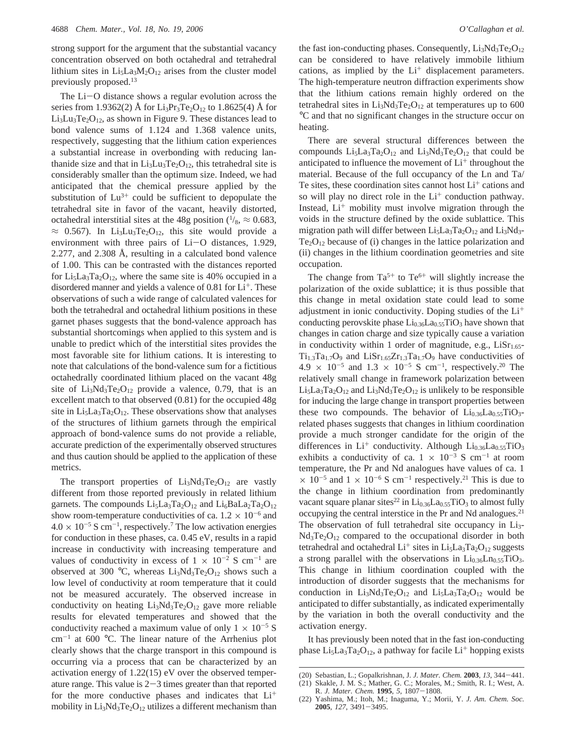strong support for the argument that the substantial vacancy concentration observed on both octahedral and tetrahedral lithium sites in $Li_5La_3M_2O_{12}$ arises from the cluster model previously proposed.[13]

The Li−O distance shows a regular evolution across the series from 1.9362(2) Å for $Li_3Pr_3Te_2O_{12}$ to 1.8625(4) Å for $Li_3Lu_3Te_2O_{12}$, as shown in Figure 9. These distances lead to bond valence sums of 1.124 and 1.368 valence units, respectively, suggesting that the lithium cation experiences a substantial increase in overbonding with reducing lanthanide size and that in $Li_3Lu_3Te_2O_{12}$, this tetrahedral site is considerably smaller than the optimum size. Indeed, we had anticipated that the chemical pressure applied by the substitution of $Lu^{3+}$ could be sufficient to depopulate the tetrahedral site in favor of the vacant, heavily distorted, octahedral interstitial sites at the 48g position ($^1/_8$, ≈ 0.683, ≈ 0.567). In $Li_3Lu_3Te_2O_{12}$, this site would provide a environment with three pairs of Li−O distances, 1.929, 2.277, and 2.308 Å, resulting in a calculated bond valence of 1.00. This can be contrasted with the distances reported for $Li_5La_3Ta_2O_{12}$, where the same site is 40% occupied in a disordered manner and yields a valence of 0.81 for $Li^+$. These observations of such a wide range of calculated valences for both the tetrahedral and octahedral lithium positions in these garnet phases suggests that the bond-valence approach has substantial shortcomings when applied to this system and is unable to predict which of the interstitial sites provides the most favorable site for lithium cations. It is interesting to note that calculations of the bond-valence sum for a fictitious octahedrally coordinated lithium placed on the vacant 48g site of $Li_3Nd_3Te_2O_{12}$ provide a valence, 0.79, that is an excellent match to that observed (0.81) for the occupied 48g site in $Li_5La_3Ta_2O_{12}$. These observations show that analyses of the structures of lithium garnets through the empirical approach of bond-valence sums do not provide a reliable, accurate prediction of the experimentally observed structures and thus caution should be applied to the application of these metrics.

The transport properties of $Li_3Nd_3Te_2O_{12}$ are vastly different from those reported previously in related lithium garnets. The compounds $Li_5La_3Ta_2O_{12}$ and $Li_6BaLa_2Ta_2O_{12}$ show room-temperature conductivities of ca. $1.2 \times 10^{-6}$ and $4.0 \times 10^{-5}$ S $cm^{-1}$, respectively.[7] The low activation energies for conduction in these phases, ca. 0.45 eV, results in a rapid increase in conductivity with increasing temperature and values of conductivity in excess of $1 \times 10^{-2}$ S $cm^{-1}$ are observed at 300 °C, whereas $Li_3Nd_3Te_2O_{12}$ shows such a low level of conductivity at room temperature that it could not be measured accurately. The observed increase in conductivity on heating $Li_3Nd_3Te_2O_{12}$ gave more reliable results for elevated temperatures and showed that the conductivity reached a maximum value of only $1 \times 10^{-5}$ S $cm^{-1}$ at 600 °C. The linear nature of the Arrhenius plot clearly shows that the charge transport in this compound is occurring via a process that can be characterized by an activation energy of 1.22(15) eV over the observed temperature range. This value is 2−3 times greater than that reported for the more conductive phases and indicates that $Li^+$ mobility in $Li_3Nd_3Te_2O_{12}$ utilizes a different mechanism than the fast ion-conducting phases. Consequently, $Li_3Nd_3Te_2O_{12}$ can be considered to have relatively immobile lithium cations, as implied by the $Li^+$ displacement parameters. The high-temperature neutron diffraction experiments show that the lithium cations remain highly ordered on the tetrahedral sites in $Li_3Nd_3Te_2O_{12}$ at temperatures up to 600 °C and that no significant changes in the structure occur on heating.

There are several structural differences between the compounds $Li_5La_3Ta_2O_{12}$ and $Li_3Nd_3Te_2O_{12}$ that could be anticipated to influence the movement of $Li^+$ throughout the material. Because of the full occupancy of the Ln and Ta/Te sites, these coordination sites cannot host $Li^+$ cations and so will play no direct role in the $Li^+$ conduction pathway. Instead, $Li^+$ mobility must involve migration through the voids in the structure defined by the oxide sublattice. This migration path will differ between $Li_5La_3Ta_2O_{12}$ and $Li_3Nd_3Te_2O_{12}$ because of (i) changes in the lattice polarization and (ii) changes in the lithium coordination geometries and site occupation.

The change from $Ta^{5+}$ to $Te^{6+}$ will slightly increase the polarization of the oxide sublattice; it is thus possible that this change in metal oxidation state could lead to some adjustment in ionic conductivity. Doping studies of the $Li^+$ conducting perovskite phase $Li_{0.36}La_{0.55}TiO_3$ have shown that changes in cation charge and size typically cause a variation in conductivity within 1 order of magnitude, e.g., $LiSr_{1.65}Ti_{1.3}Ta_{1.7}O_9$ and $LiSr_{1.65}Zr_{1.3}Ta_{1.7}O_9$ have conductivities of $4.9 \times 10^{-5}$ and $1.3 \times 10^{-5}$ S $cm^{-1}$, respectively.[20] The relatively small change in framework polarization between $Li_5La_3Ta_2O_{12}$ and $Li_3Nd_3Te_2O_{12}$ is unlikely to be responsible for inducing the large change in transport properties between these two compounds. The behavior of $Li_{0.36}La_{0.55}TiO_3$-related phases suggests that changes in lithium coordination provide a much stronger candidate for the origin of the differences in $Li^+$ conductivity. Although $Li_{0.36}La_{0.55}TiO_3$ exhibits a conductivity of ca. $1 \times 10^{-3}$ S $cm^{-1}$ at room temperature, the Pr and Nd analogues have values of ca. 1 $\times 10^{-5}$ and $1 \times 10^{-6}$ S $cm^{-1}$ respectively.[21] This is due to the change in lithium coordination from predominantly vacant square planar sites[22] in $Li_{0.36}La_{0.55}TiO_3$ to almost fully occupying the central interstice in the Pr and Nd analogues.[21] The observation of full tetrahedral site occupancy in $Li_3Nd_3Te_2O_{12}$ compared to the occupational disorder in both tetrahedral and octahedral $Li^+$ sites in $Li_5La_3Ta_2O_{12}$ suggests a strong parallel with the observations in $Li_{0.36}Ln_{0.55}TiO_3$. This change in lithium coordination coupled with the introduction of disorder suggests that the mechanisms for conduction in $Li_3Nd_3Te_2O_{12}$ and $Li_5La_3Ta_2O_{12}$ would be anticipated to differ substantially, as indicated experimentally by the variation in both the overall conductivity and the activation energy.

It has previously been noted that in the fast ion-conducting phase $Li_5La_3Ta_2O_{12}$, a pathway for facile $Li^+$ hopping exists

(20) Sebastian, L.; Gopalkrishnan, J. *J. Mater. Chem.* **2003**, *13*, 344−441.
(21) Skakle, J. M. S.; Mather, G. C.; Morales, M.; Smith, R. I.; West, A. R. *J. Mater. Chem.* **1995**, *5*, 1807−1808.
(22) Yashima, M.; Itoh, M.; Inaguma, Y.; Morii, Y. *J. Am. Chem. Soc.* **2005**, *127*, 3491−3495.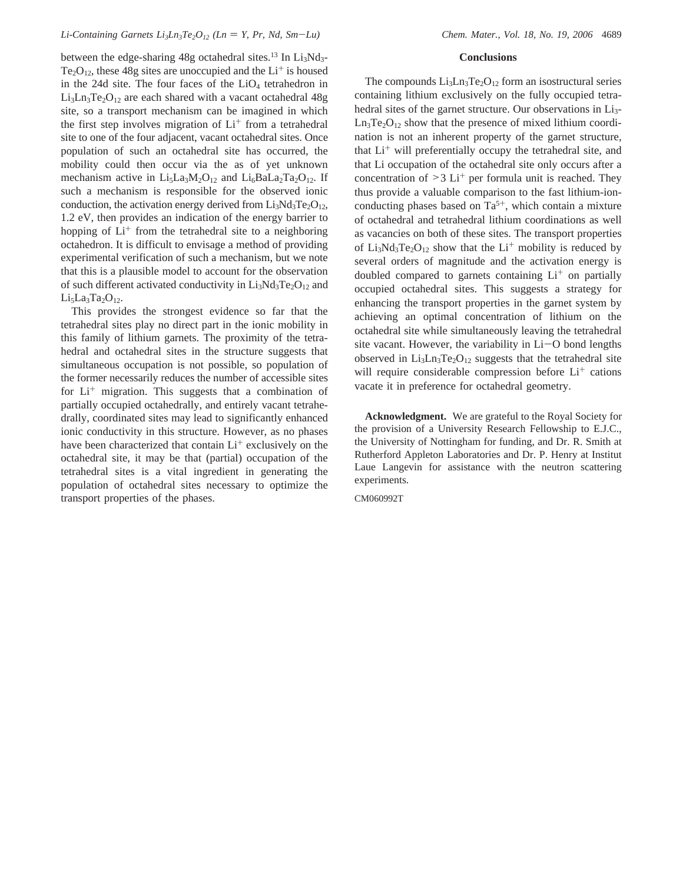between the edge-sharing 48g octahedral sites.[13] In $Li_3Nd_3Te_2O_{12}$, these 48g sites are unoccupied and the $Li^+$ is housed in the 24d site. The four faces of the $LiO_4$ tetrahedron in $Li_3Ln_3Te_2O_{12}$ are each shared with a vacant octahedral 48g site, so a transport mechanism can be imagined in which the first step involves migration of $Li^+$ from a tetrahedral site to one of the four adjacent, vacant octahedral sites. Once population of such an octahedral site has occurred, the mobility could then occur via the as of yet unknown mechanism active in $Li_5La_3M_2O_{12}$ and $Li_6BaLa_2Ta_2O_{12}$. If such a mechanism is responsible for the observed ionic conduction, the activation energy derived from $Li_3Nd_3Te_2O_{12}$, 1.2 eV, then provides an indication of the energy barrier to hopping of $Li^+$ from the tetrahedral site to a neighboring octahedron. It is difficult to envisage a method of providing experimental verification of such a mechanism, but we note that this is a plausible model to account for the observation of such different activated conductivity in $Li_3Nd_3Te_2O_{12}$ and $Li_5La_3Ta_2O_{12}$.

This provides the strongest evidence so far that the tetrahedral sites play no direct part in the ionic mobility in this family of lithium garnets. The proximity of the tetrahedral and octahedral sites in the structure suggests that simultaneous occupation is not possible, so population of the former necessarily reduces the number of accessible sites for $Li^+$ migration. This suggests that a combination of partially occupied octahedrally, and entirely vacant tetrahedrally, coordinated sites may lead to significantly enhanced ionic conductivity in this structure. However, as no phases have been characterized that contain $Li^+$ exclusively on the octahedral site, it may be that (partial) occupation of the tetrahedral sites is a vital ingredient in generating the population of octahedral sites necessary to optimize the transport properties of the phases.

## Conclusions

The compounds $Li_3Ln_3Te_2O_{12}$ form an isostructural series containing lithium exclusively on the fully occupied tetrahedral sites of the garnet structure. Our observations in $Li_3Ln_3Te_2O_{12}$ show that the presence of mixed lithium coordination is not an inherent property of the garnet structure, that $Li^+$ will preferentially occupy the tetrahedral site, and that Li occupation of the octahedral site only occurs after a concentration of $>3$ $Li^+$ per formula unit is reached. They thus provide a valuable comparison to the fast lithium-ion-conducting phases based on $Ta^{5+}$, which contain a mixture of octahedral and tetrahedral lithium coordinations as well as vacancies on both of these sites. The transport properties of $Li_3Nd_3Te_2O_{12}$ show that the $Li^+$ mobility is reduced by several orders of magnitude and the activation energy is doubled compared to garnets containing $Li^+$ on partially occupied octahedral sites. This suggests a strategy for enhancing the transport properties in the garnet system by achieving an optimal concentration of lithium on the octahedral site while simultaneously leaving the tetrahedral site vacant. However, the variability in Li−O bond lengths observed in $Li_3Ln_3Te_2O_{12}$ suggests that the tetrahedral site will require considerable compression before $Li^+$ cations vacate it in preference for octahedral geometry.

**Acknowledgment.** We are grateful to the Royal Society for the provision of a University Research Fellowship to E.J.C., the University of Nottingham for funding, and Dr. R. Smith at Rutherford Appleton Laboratories and Dr. P. Henry at Institut Laue Langevin for assistance with the neutron scattering experiments.

CM060992T